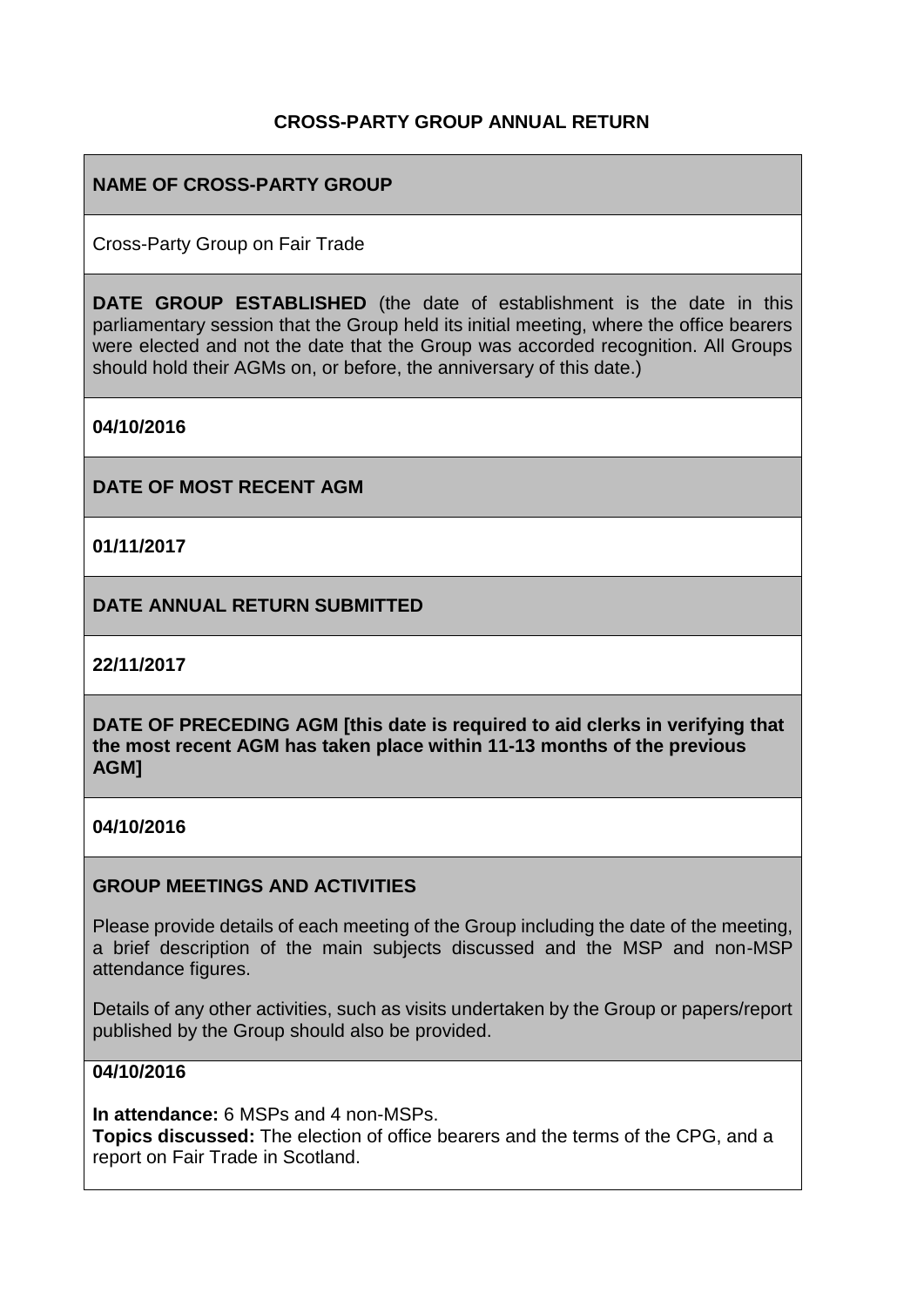## CROSS-PARTY GROUP ANNUAL RETURN

**NAME OF CROSS-PARTY GROUP**

Cross-Party Group on Fair Trade

**DATE GROUP ESTABLISHED** (the date of establishment is the date in this parliamentary session that the Group held its initial meeting, where the office bearers were elected and not the date that the Group was accorded recognition. All Groups should hold their AGMs on, or before, the anniversary of this date.)

**04/10/2016**

**DATE OF MOST RECENT AGM**

**01/11/2017**

**DATE ANNUAL RETURN SUBMITTED**

**22/11/2017**

**DATE OF PRECEDING AGM [this date is required to aid clerks in verifying that the most recent AGM has taken place within 11-13 months of the previous AGM]**

**04/10/2016**

**GROUP MEETINGS AND ACTIVITIES**

Please provide details of each meeting of the Group including the date of the meeting, a brief description of the main subjects discussed and the MSP and non-MSP attendance figures.

Details of any other activities, such as visits undertaken by the Group or papers/report published by the Group should also be provided.

**04/10/2016**

**In attendance:** 6 MSPs and 4 non-MSPs.
**Topics discussed:** The election of office bearers and the terms of the CPG, and a report on Fair Trade in Scotland.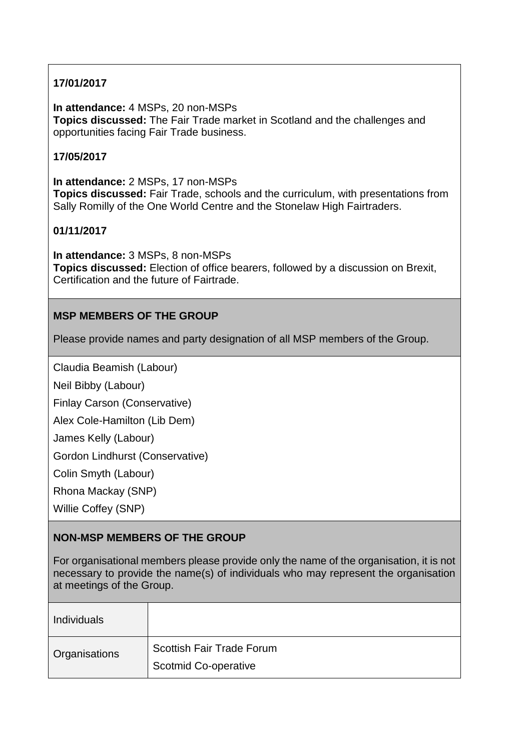**17/01/2017**

**In attendance:** 4 MSPs, 20 non-MSPs
**Topics discussed:** The Fair Trade market in Scotland and the challenges and opportunities facing Fair Trade business.

**17/05/2017**

**In attendance:** 2 MSPs, 17 non-MSPs
**Topics discussed:** Fair Trade, schools and the curriculum, with presentations from Sally Romilly of the One World Centre and the Stonelaw High Fairtraders.

**01/11/2017**

**In attendance:** 3 MSPs, 8 non-MSPs
**Topics discussed:** Election of office bearers, followed by a discussion on Brexit, Certification and the future of Fairtrade.

**MSP MEMBERS OF THE GROUP**

Please provide names and party designation of all MSP members of the Group.

Claudia Beamish (Labour)

Neil Bibby (Labour)

Finlay Carson (Conservative)

Alex Cole-Hamilton (Lib Dem)

James Kelly (Labour)

Gordon Lindhurst (Conservative)

Colin Smyth (Labour)

Rhona Mackay (SNP)

Willie Coffey (SNP)

**NON-MSP MEMBERS OF THE GROUP**

For organisational members please provide only the name of the organisation, it is not necessary to provide the name(s) of individuals who may represent the organisation at meetings of the Group.

| | |
|---|---|
| Individuals | |
| Organisations | Scottish Fair Trade Forum<br>Scotmid Co-operative |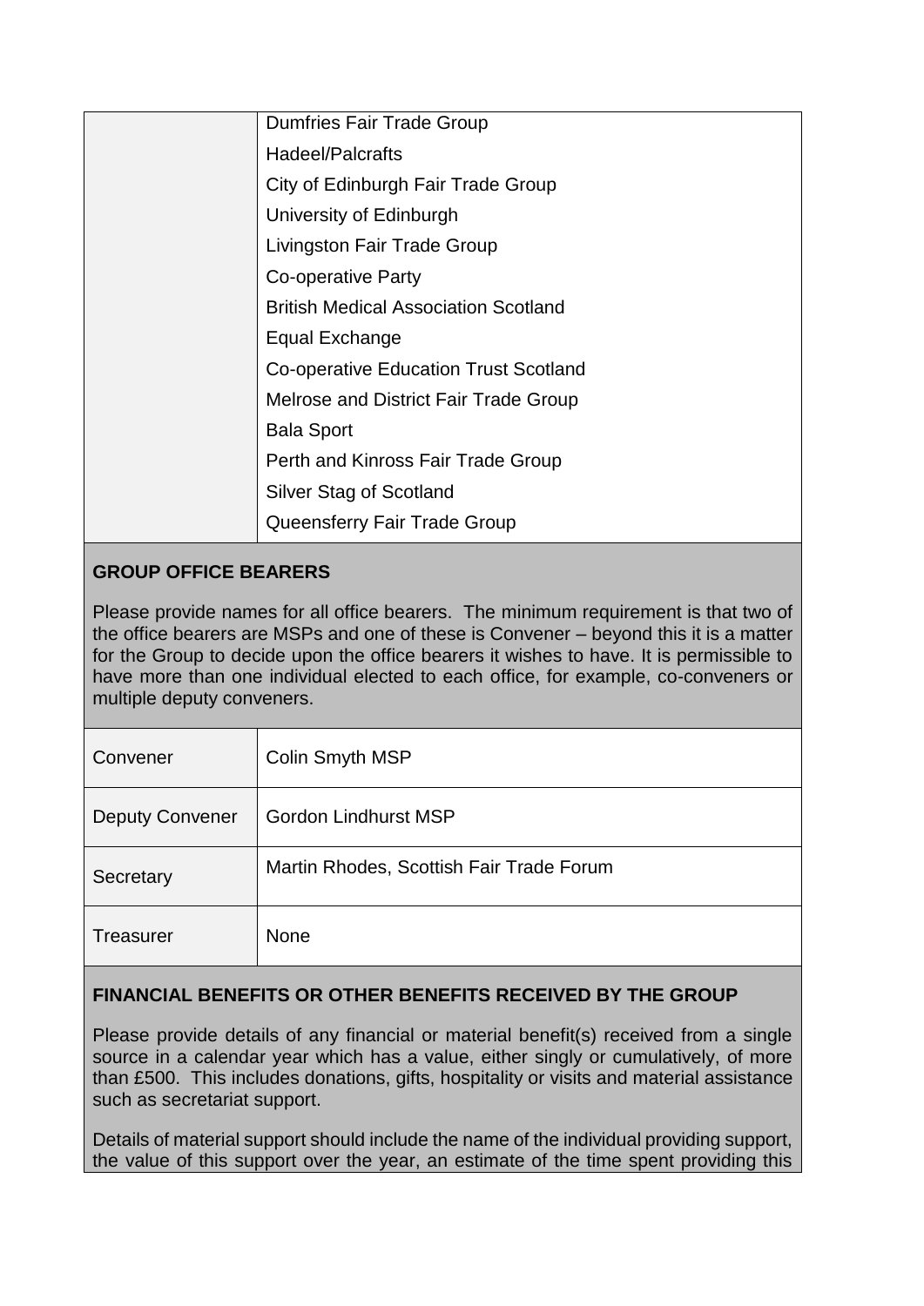| | |
|---|---|
| | Dumfries Fair Trade Group |
| | Hadeel/Palcrafts |
| | City of Edinburgh Fair Trade Group |
| | University of Edinburgh |
| | Livingston Fair Trade Group |
| | Co-operative Party |
| | British Medical Association Scotland |
| | Equal Exchange |
| | Co-operative Education Trust Scotland |
| | Melrose and District Fair Trade Group |
| | Bala Sport |
| | Perth and Kinross Fair Trade Group |
| | Silver Stag of Scotland |
| | Queensferry Fair Trade Group |

**GROUP OFFICE BEARERS**

Please provide names for all office bearers. The minimum requirement is that two of the office bearers are MSPs and one of these is Convener – beyond this it is a matter for the Group to decide upon the office bearers it wishes to have. It is permissible to have more than one individual elected to each office, for example, co-conveners or multiple deputy conveners.

| | |
|---|---|
| Convener | Colin Smyth MSP |
| Deputy Convener | Gordon Lindhurst MSP |
| Secretary | Martin Rhodes, Scottish Fair Trade Forum |
| Treasurer | None |

**FINANCIAL BENEFITS OR OTHER BENEFITS RECEIVED BY THE GROUP**

Please provide details of any financial or material benefit(s) received from a single source in a calendar year which has a value, either singly or cumulatively, of more than £500. This includes donations, gifts, hospitality or visits and material assistance such as secretariat support.

Details of material support should include the name of the individual providing support, the value of this support over the year, an estimate of the time spent providing this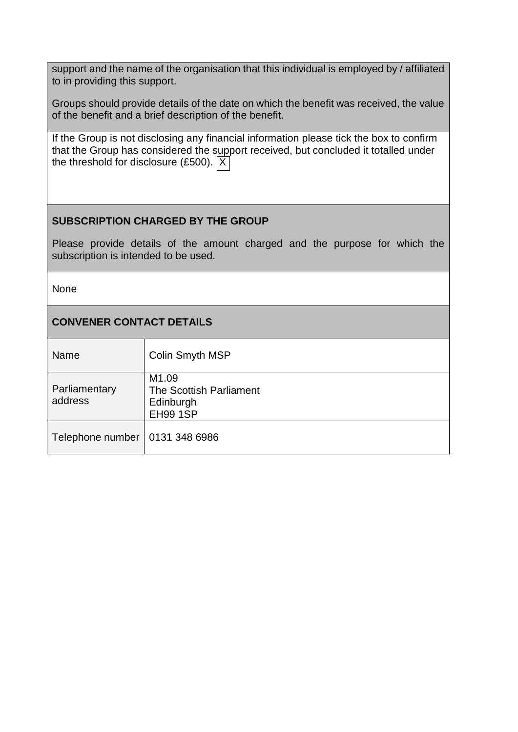support and the name of the organisation that this individual is employed by / affiliated to in providing this support.

Groups should provide details of the date on which the benefit was received, the value of the benefit and a brief description of the benefit.

If the Group is not disclosing any financial information please tick the box to confirm that the Group has considered the support received, but concluded it totalled under the threshold for disclosure (£500). X

**SUBSCRIPTION CHARGED BY THE GROUP**

Please provide details of the amount charged and the purpose for which the subscription is intended to be used.

None

**CONVENER CONTACT DETAILS**

| | |
|---|---|
| Name | Colin Smyth MSP |
| Parliamentary address | M1.09<br>The Scottish Parliament<br>Edinburgh<br>EH99 1SP |
| Telephone number | 0131 348 6986 |